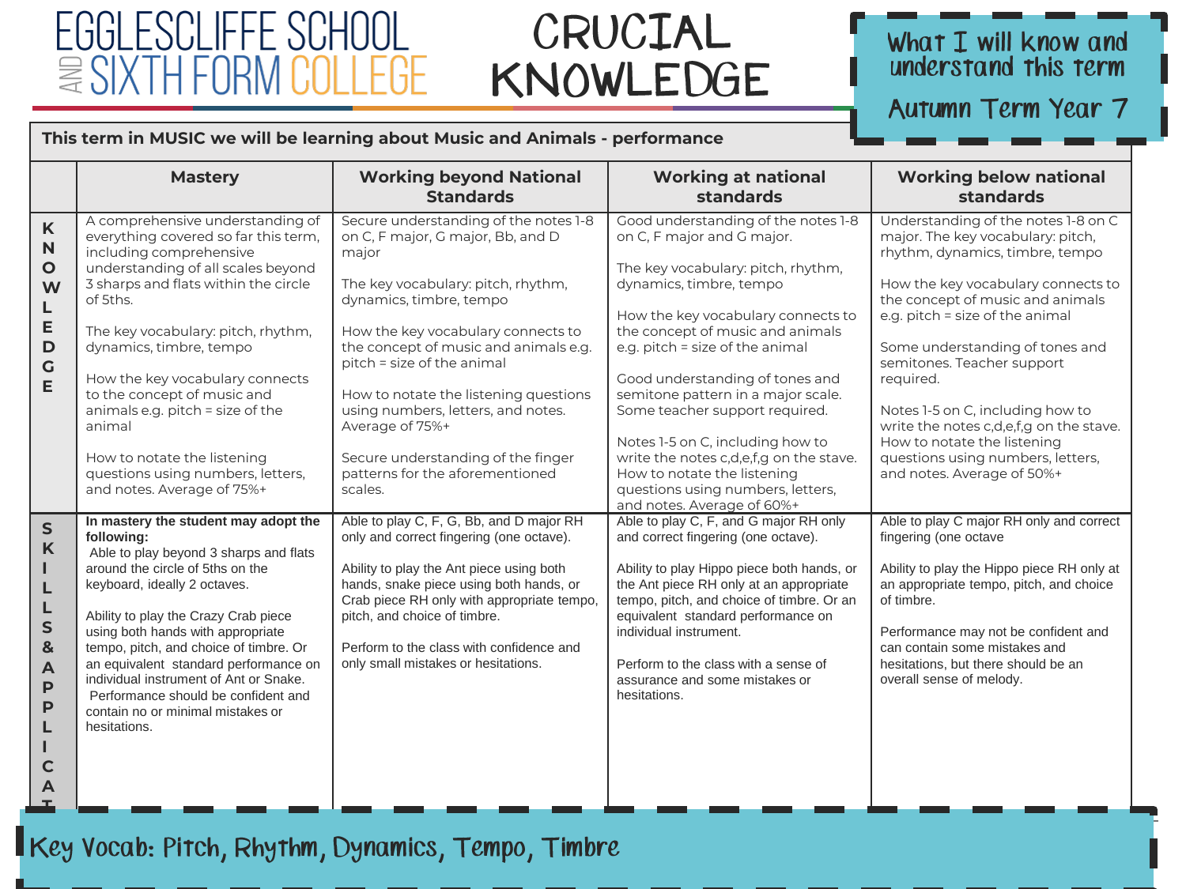# EGGLESCLIFFE SCHOOL AND SIXTH FORM COLLEGE

# CRUCIAL KNOWLEDGE

**What I will know and understand this term**

**Autumn Term Year 7**

**This term in MUSIC we will be learning about Music and Animals - performance**

| | Mastery | Working beyond National Standards | Working at national standards | Working below national standards |
|---|---|---|---|---|
| **KNOWLEDGE** | A comprehensive understanding of everything covered so far this term, including comprehensive understanding of all scales beyond 3 sharps and flats within the circle of 5ths.<br><br>The key vocabulary: pitch, rhythm, dynamics, timbre, tempo<br><br>How the key vocabulary connects to the concept of music and animals e.g. pitch = size of the animal<br><br>How to notate the listening questions using numbers, letters, and notes. Average of 75%+ | Secure understanding of the notes 1-8 on C, F major, G major, Bb, and D major<br><br>The key vocabulary: pitch, rhythm, dynamics, timbre, tempo<br><br>How the key vocabulary connects to the concept of music and animals e.g. pitch = size of the animal<br><br>How to notate the listening questions using numbers, letters, and notes. Average of 75%+<br><br>Secure understanding of the finger patterns for the aforementioned scales. | Good understanding of the notes 1-8 on C, F major and G major.<br><br>The key vocabulary: pitch, rhythm, dynamics, timbre, tempo<br><br>How the key vocabulary connects to the concept of music and animals e.g. pitch = size of the animal<br><br>Good understanding of tones and semitone pattern in a major scale. Some teacher support required.<br><br>Notes 1-5 on C, including how to write the notes c,d,e,f,g on the stave. How to notate the listening questions using numbers, letters, and notes. Average of 60%+ | Understanding of the notes 1-8 on C major. The key vocabulary: pitch, rhythm, dynamics, timbre, tempo<br><br>How the key vocabulary connects to the concept of music and animals e.g. pitch = size of the animal<br><br>Some understanding of tones and semitones. Teacher support required.<br><br>Notes 1-5 on C, including how to write the notes c,d,e,f,g on the stave. How to notate the listening questions using numbers, letters, and notes. Average of 50%+ |
| **SKILLS & APPLICAT** | **In mastery the student may adopt the following:**<br>Able to play beyond 3 sharps and flats around the circle of 5ths on the keyboard, ideally 2 octaves.<br><br>Ability to play the Crazy Crab piece using both hands with appropriate tempo, pitch, and choice of timbre. Or an equivalent standard performance on individual instrument of Ant or Snake.<br>Performance should be confident and contain no or minimal mistakes or hesitations. | Able to play C, F, G, Bb, and D major RH only and correct fingering (one octave).<br><br>Ability to play the Ant piece using both hands, snake piece using both hands, or Crab piece RH only with appropriate tempo, pitch, and choice of timbre.<br><br>Perform to the class with confidence and only small mistakes or hesitations. | Able to play C, F, and G major RH only and correct fingering (one octave).<br><br>Ability to play Hippo piece both hands, or the Ant piece RH only at an appropriate tempo, pitch, and choice of timbre. Or an equivalent standard performance on individual instrument.<br><br>Perform to the class with a sense of assurance and some mistakes or hesitations. | Able to play C major RH only and correct fingering (one octave<br><br>Ability to play the Hippo piece RH only at an appropriate tempo, pitch, and choice of timbre.<br><br>Performance may not be confident and can contain some mistakes and hesitations, but there should be an overall sense of melody. |

**Key Vocab: Pitch, Rhythm, Dynamics, Tempo, Timbre**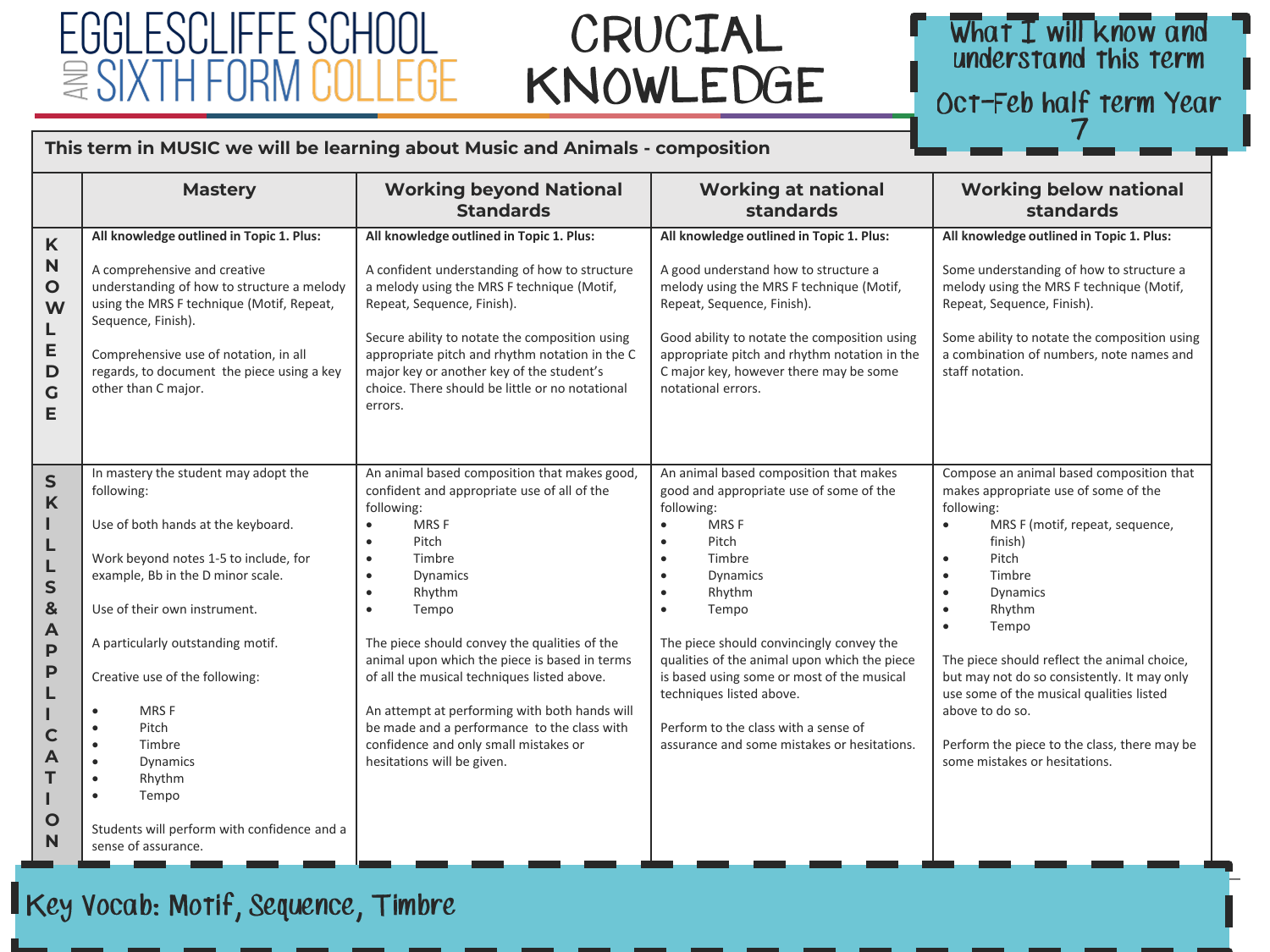# EGGLESCLIFFE SCHOOL AND SIXTH FORM COLLEGE

# CRUCIAL KNOWLEDGE

**What I will know and understand this term**

**Oct-Feb half term Year 7**

**This term in MUSIC we will be learning about Music and Animals - composition**

| | Mastery | Working beyond National Standards | Working at national standards | Working below national standards |
|---|---|---|---|---|
| **KNOWLEDGE** | **All knowledge outlined in Topic 1. Plus:**<br><br>A comprehensive and creative understanding of how to structure a melody using the MRS F technique (Motif, Repeat, Sequence, Finish).<br><br>Comprehensive use of notation, in all regards, to document the piece using a key other than C major. | **All knowledge outlined in Topic 1. Plus:**<br><br>A confident understanding of how to structure a melody using the MRS F technique (Motif, Repeat, Sequence, Finish).<br><br>Secure ability to notate the composition using appropriate pitch and rhythm notation in the C major key or another key of the student's choice. There should be little or no notational errors. | **All knowledge outlined in Topic 1. Plus:**<br><br>A good understand how to structure a melody using the MRS F technique (Motif, Repeat, Sequence, Finish).<br><br>Good ability to notate the composition using appropriate pitch and rhythm notation in the C major key, however there may be some notational errors. | **All knowledge outlined in Topic 1. Plus:**<br><br>Some understanding of how to structure a melody using the MRS F technique (Motif, Repeat, Sequence, Finish).<br><br>Some ability to notate the composition using a combination of numbers, note names and staff notation. |
| **SKILLS & APPLICATION** | In mastery the student may adopt the following:<br><br>Use of both hands at the keyboard.<br><br>Work beyond notes 1-5 to include, for example, Bb in the D minor scale.<br><br>Use of their own instrument.<br><br>A particularly outstanding motif.<br><br>Creative use of the following:<br>• MRS F<br>• Pitch<br>• Timbre<br>• Dynamics<br>• Rhythm<br>• Tempo<br><br>Students will perform with confidence and a sense of assurance. | An animal based composition that makes good, confident and appropriate use of all of the following:<br>• MRS F<br>• Pitch<br>• Timbre<br>• Dynamics<br>• Rhythm<br>• Tempo<br><br>The piece should convey the qualities of the animal upon which the piece is based in terms of all the musical techniques listed above.<br><br>An attempt at performing with both hands will be made and a performance to the class with confidence and only small mistakes or hesitations will be given. | An animal based composition that makes good and appropriate use of some of the following:<br>• MRS F<br>• Pitch<br>• Timbre<br>• Dynamics<br>• Rhythm<br>• Tempo<br><br>The piece should convincingly convey the qualities of the animal upon which the piece is based using some or most of the musical techniques listed above.<br><br>Perform to the class with a sense of assurance and some mistakes or hesitations. | Compose an animal based composition that makes appropriate use of some of the following:<br>• MRS F (motif, repeat, sequence, finish)<br>• Pitch<br>• Timbre<br>• Dynamics<br>• Rhythm<br>• Tempo<br><br>The piece should reflect the animal choice, but may not do so consistently. It may only use some of the musical qualities listed above to do so.<br><br>Perform the piece to the class, there may be some mistakes or hesitations. |

**Key Vocab: Motif, Sequence, Timbre**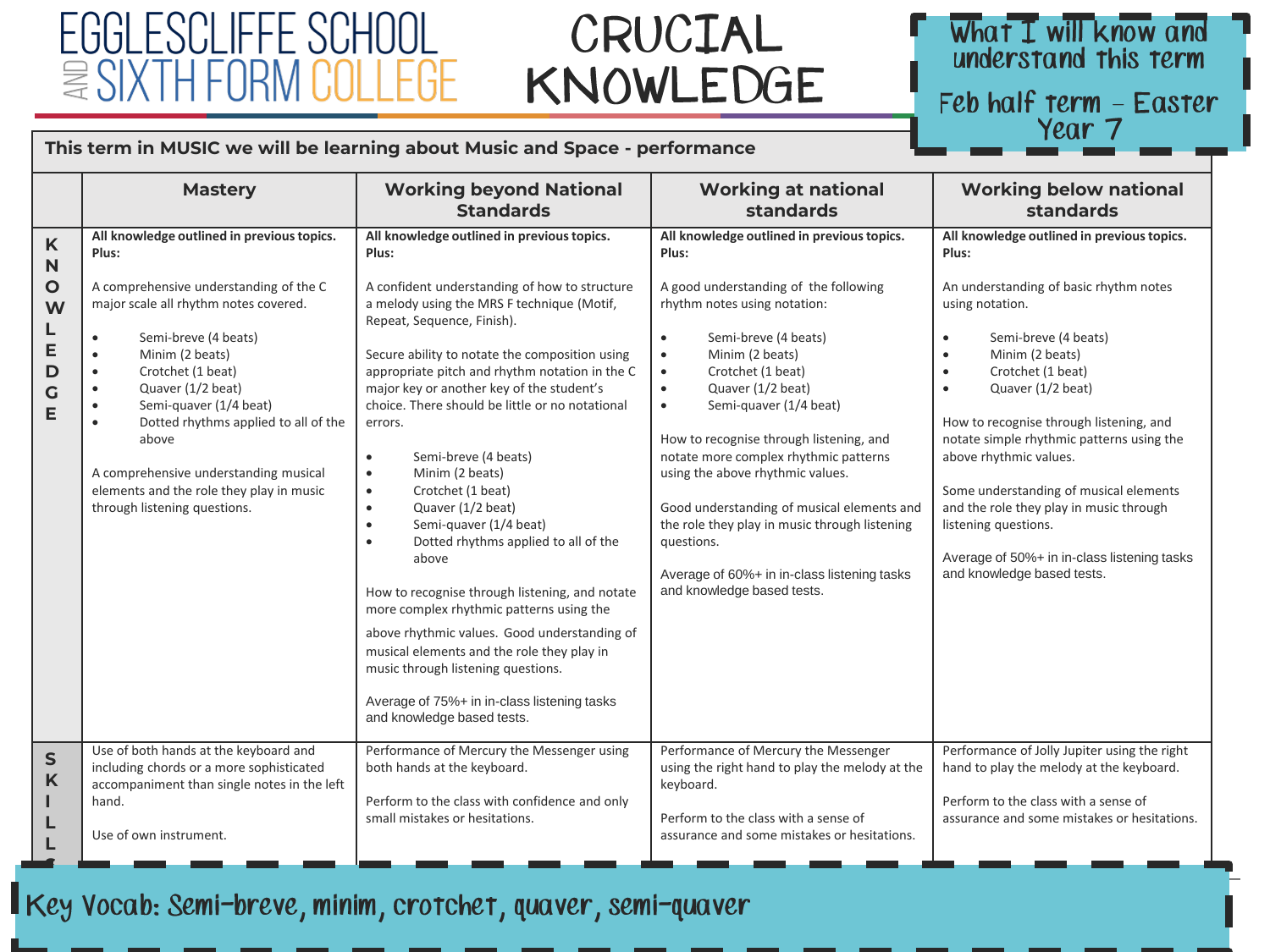# EGGLESCLIFFE SCHOOL AND SIXTH FORM COLLEGE

# CRUCIAL KNOWLEDGE

**What I will know and understand this term**

**Feb half term – Easter Year 7**

**This term in MUSIC we will be learning about Music and Space - performance**

| | Mastery | Working beyond National Standards | Working at national standards | Working below national standards |
|---|---|---|---|---|
| **KNOWLEDGE** | **All knowledge outlined in previous topics. Plus:**<br><br>A comprehensive understanding of the C major scale all rhythm notes covered.<br><br>• Semi-breve (4 beats)<br>• Minim (2 beats)<br>• Crotchet (1 beat)<br>• Quaver (1/2 beat)<br>• Semi-quaver (1/4 beat)<br>• Dotted rhythms applied to all of the above<br><br>A comprehensive understanding musical elements and the role they play in music through listening questions. | **All knowledge outlined in previous topics. Plus:**<br><br>A confident understanding of how to structure a melody using the MRS F technique (Motif, Repeat, Sequence, Finish).<br><br>Secure ability to notate the composition using appropriate pitch and rhythm notation in the C major key or another key of the student's choice. There should be little or no notational errors.<br><br>• Semi-breve (4 beats)<br>• Minim (2 beats)<br>• Crotchet (1 beat)<br>• Quaver (1/2 beat)<br>• Semi-quaver (1/4 beat)<br>• Dotted rhythms applied to all of the above<br><br>How to recognise through listening, and notate more complex rhythmic patterns using the above rhythmic values. Good understanding of musical elements and the role they play in music through listening questions.<br><br>Average of 75%+ in in-class listening tasks and knowledge based tests. | **All knowledge outlined in previous topics. Plus:**<br><br>A good understanding of the following rhythm notes using notation:<br><br>• Semi-breve (4 beats)<br>• Minim (2 beats)<br>• Crotchet (1 beat)<br>• Quaver (1/2 beat)<br>• Semi-quaver (1/4 beat)<br><br>How to recognise through listening, and notate more complex rhythmic patterns using the above rhythmic values.<br><br>Good understanding of musical elements and the role they play in music through listening questions.<br><br>Average of 60%+ in in-class listening tasks and knowledge based tests. | **All knowledge outlined in previous topics. Plus:**<br><br>An understanding of basic rhythm notes using notation.<br><br>• Semi-breve (4 beats)<br>• Minim (2 beats)<br>• Crotchet (1 beat)<br>• Quaver (1/2 beat)<br><br>How to recognise through listening, and notate simple rhythmic patterns using the above rhythmic values.<br><br>Some understanding of musical elements and the role they play in music through listening questions.<br><br>Average of 50%+ in in-class listening tasks and knowledge based tests. |
| **SKILLS** | Use of both hands at the keyboard and including chords or a more sophisticated accompaniment than single notes in the left hand.<br><br>Use of own instrument. | Performance of Mercury the Messenger using both hands at the keyboard.<br><br>Perform to the class with confidence and only small mistakes or hesitations. | Performance of Mercury the Messenger using the right hand to play the melody at the keyboard.<br><br>Perform to the class with a sense of assurance and some mistakes or hesitations. | Performance of Jolly Jupiter using the right hand to play the melody at the keyboard.<br><br>Perform to the class with a sense of assurance and some mistakes or hesitations. |

**Key Vocab: Semi-breve, minim, crotchet, quaver, semi-quaver**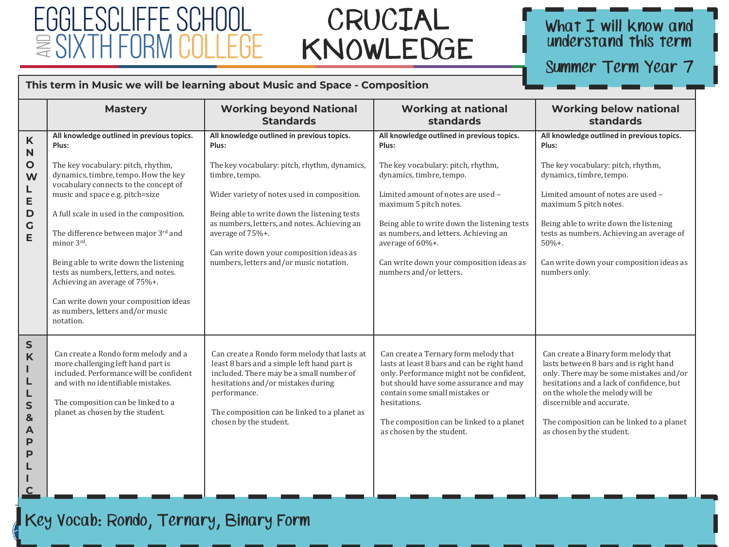# EGGLESCLIFFE SCHOOL AND SIXTH FORM COLLEGE

# CRUCIAL KNOWLEDGE

**What I will know and understand this term**

**Summer Term Year 7**

**This term in Music we will be learning about Music and Space - Composition**

| | Mastery | Working beyond National Standards | Working at national standards | Working below national standards |
|---|---|---|---|---|
| **KNOWLEDGE** | **All knowledge outlined in previous topics. Plus:**<br><br>The key vocabulary: pitch, rhythm, dynamics, timbre, tempo. How the key vocabulary connects to the concept of music and space e.g. pitch=size<br><br>A full scale in used in the composition.<br><br>The difference between major 3rd and minor 3rd.<br><br>Being able to write down the listening tests as numbers, letters, and notes. Achieving an average of 75%+.<br><br>Can write down your composition ideas as numbers, letters and/or music notation. | **All knowledge outlined in previous topics. Plus:**<br><br>The key vocabulary: pitch, rhythm, dynamics, timbre, tempo.<br><br>Wider variety of notes used in composition.<br><br>Being able to write down the listening tests as numbers, letters, and notes. Achieving an average of 75%+.<br><br>Can write down your composition ideas as numbers, letters and/or music notation. | **All knowledge outlined in previous topics. Plus:**<br><br>The key vocabulary: pitch, rhythm, dynamics, timbre, tempo.<br><br>Limited amount of notes are used – maximum 5 pitch notes.<br><br>Being able to write down the listening tests as numbers, and letters. Achieving an average of 60%+.<br><br>Can write down your composition ideas as numbers and/or letters. | **All knowledge outlined in previous topics. Plus:**<br><br>The key vocabulary: pitch, rhythm, dynamics, timbre, tempo.<br><br>Limited amount of notes are used – maximum 5 pitch notes.<br><br>Being able to write down the listening tests as numbers. Achieving an average of 50%+.<br><br>Can write down your composition ideas as numbers only. |
| **SKILLS & APPLIC** | Can create a Rondo form melody and a more challenging left hand part is included. Performance will be confident and with no identifiable mistakes.<br><br>The composition can be linked to a planet as chosen by the student. | Can create a Rondo form melody that lasts at least 8 bars and a simple left hand part is included. There may be a small number of hesitations and/or mistakes during performance.<br><br>The composition can be linked to a planet as chosen by the student. | Can create a Ternary form melody that lasts at least 8 bars and can be right hand only. Performance might not be confident, but should have some assurance and may contain some small mistakes or hesitations.<br><br>The composition can be linked to a planet as chosen by the student. | Can create a Binary form melody that lasts between 8 bars and is right hand only. There may be some mistakes and/or hesitations and a lack of confidence, but on the whole the melody will be discernible and accurate.<br><br>The composition can be linked to a planet as chosen by the student. |

**Key Vocab: Rondo, Ternary, Binary Form**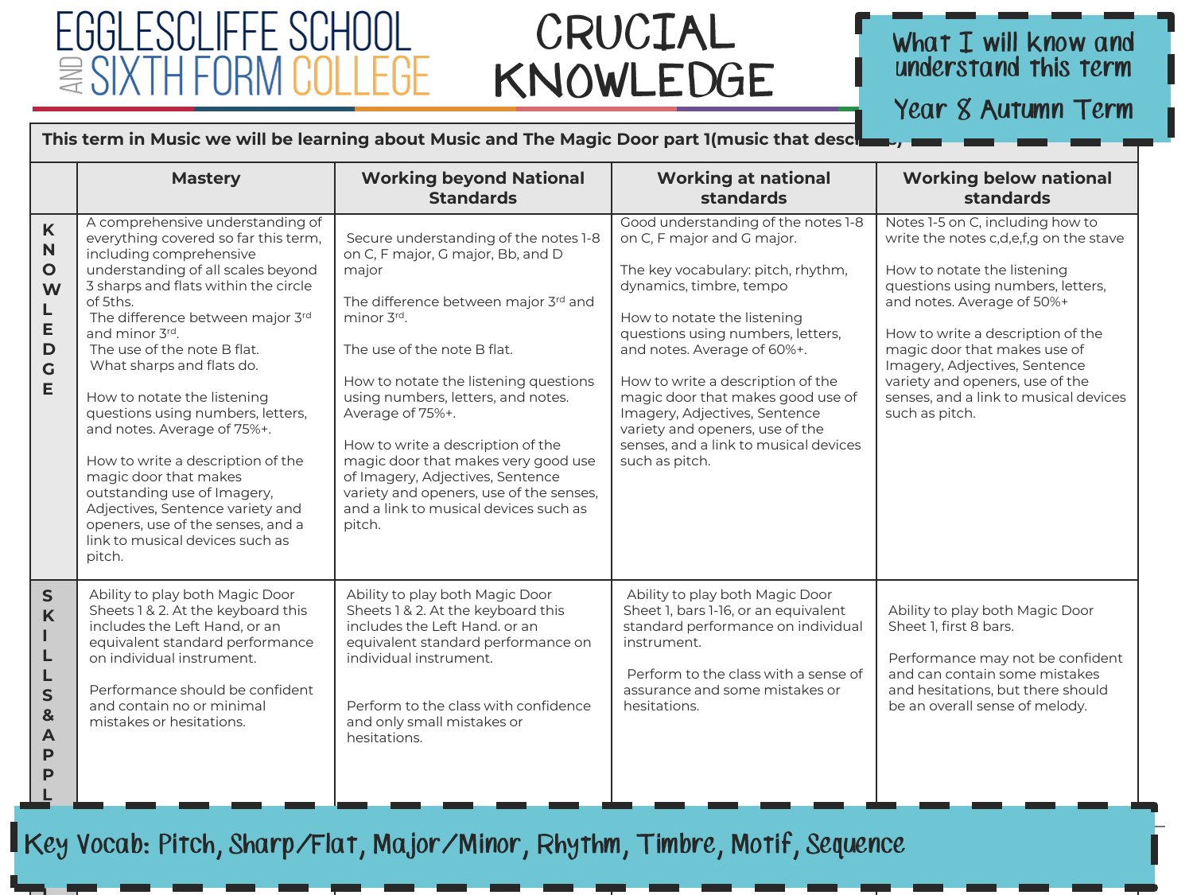# EGGLESCLIFFE SCHOOL AND SIXTH FORM COLLEGE

# CRUCIAL KNOWLEDGE

**What I will know and understand this term**

**Year 8 Autumn Term**

**This term in Music we will be learning about Music and The Magic Door part 1(music that desc...)**

| | Mastery | Working beyond National Standards | Working at national standards | Working below national standards |
|---|---|---|---|---|
| **KNOWLEDGE** | A comprehensive understanding of everything covered so far this term, including comprehensive understanding of all scales beyond 3 sharps and flats within the circle of 5ths.<br>The difference between major 3rd and minor 3rd.<br>The use of the note B flat.<br>What sharps and flats do.<br><br>How to notate the listening questions using numbers, letters, and notes. Average of 75%+.<br><br>How to write a description of the magic door that makes outstanding use of Imagery, Adjectives, Sentence variety and openers, use of the senses, and a link to musical devices such as pitch. | Secure understanding of the notes 1-8 on C, F major, G major, Bb, and D major<br><br>The difference between major 3rd and minor 3rd.<br><br>The use of the note B flat.<br><br>How to notate the listening questions using numbers, letters, and notes. Average of 75%+.<br><br>How to write a description of the magic door that makes very good use of Imagery, Adjectives, Sentence variety and openers, use of the senses, and a link to musical devices such as pitch. | Good understanding of the notes 1-8 on C, F major and G major.<br><br>The key vocabulary: pitch, rhythm, dynamics, timbre, tempo<br><br>How to notate the listening questions using numbers, letters, and notes. Average of 60%+.<br><br>How to write a description of the magic door that makes good use of Imagery, Adjectives, Sentence variety and openers, use of the senses, and a link to musical devices such as pitch. | Notes 1-5 on C, including how to write the notes c,d,e,f,g on the stave<br><br>How to notate the listening questions using numbers, letters, and notes. Average of 50%+<br><br>How to write a description of the magic door that makes use of Imagery, Adjectives, Sentence variety and openers, use of the senses, and a link to musical devices such as pitch. |
| **SKILLS & APPL...** | Ability to play both Magic Door Sheets 1 & 2. At the keyboard this includes the Left Hand, or an equivalent standard performance on individual instrument.<br><br>Performance should be confident and contain no or minimal mistakes or hesitations. | Ability to play both Magic Door Sheets 1 & 2. At the keyboard this includes the Left Hand. or an equivalent standard performance on individual instrument.<br><br>Perform to the class with confidence and only small mistakes or hesitations. | Ability to play both Magic Door Sheet 1, bars 1-16, or an equivalent standard performance on individual instrument.<br><br>Perform to the class with a sense of assurance and some mistakes or hesitations. | Ability to play both Magic Door Sheet 1, first 8 bars.<br><br>Performance may not be confident and can contain some mistakes and hesitations, but there should be an overall sense of melody. |

**Key Vocab: Pitch, Sharp/Flat, Major/Minor, Rhythm, Timbre, Motif, Sequence**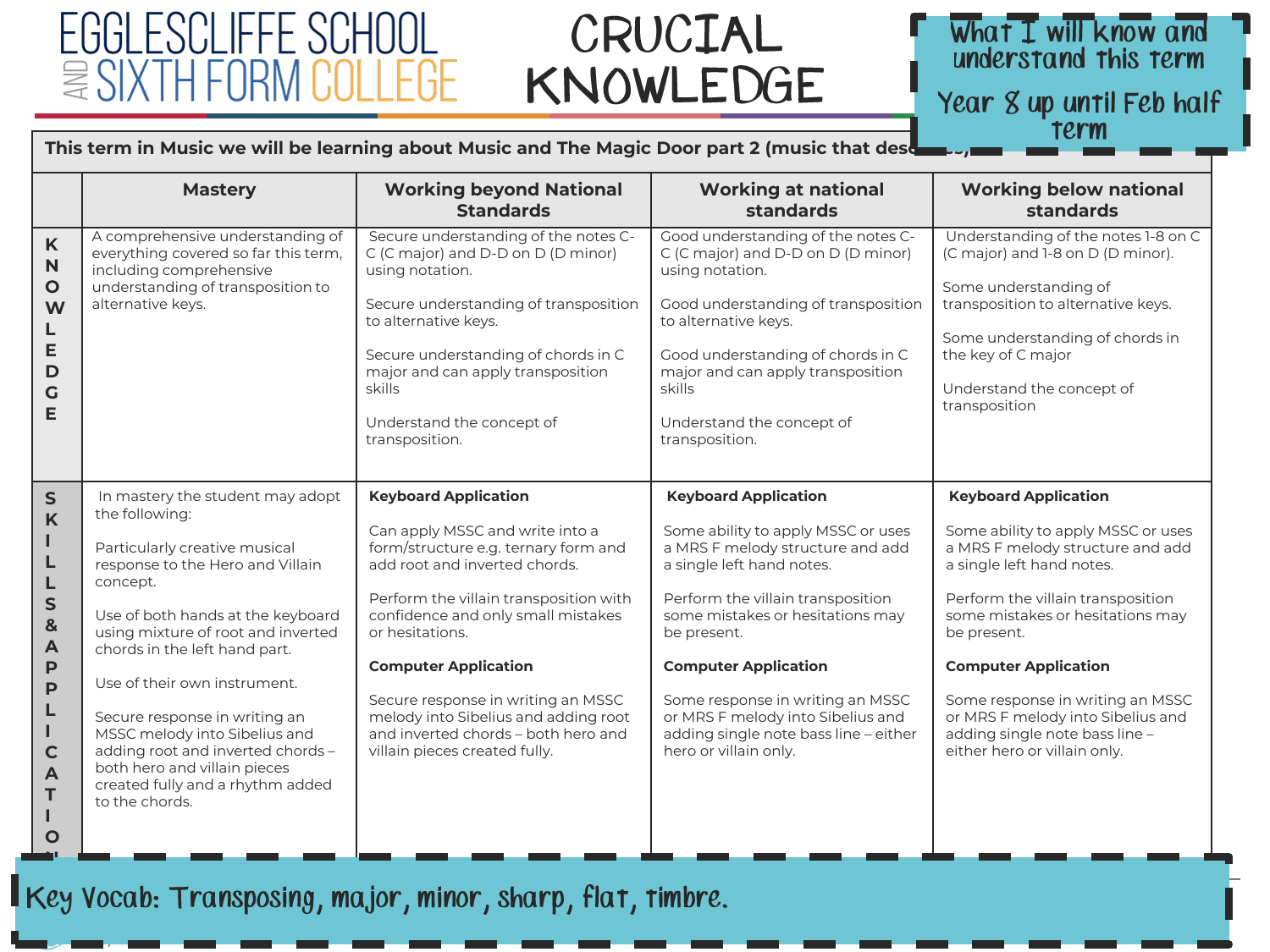# EGGLESCLIFFE SCHOOL AND SIXTH FORM COLLEGE

# CRUCIAL KNOWLEDGE

**What I will know and understand this term**

**Year 8 up until Feb half term**

**This term in Music we will be learning about Music and The Magic Door part 2 (music that desc...**

| | Mastery | Working beyond National Standards | Working at national standards | Working below national standards |
|---|---|---|---|---|
| **KNOWLEDGE** | A comprehensive understanding of everything covered so far this term, including comprehensive understanding of transposition to alternative keys. | Secure understanding of the notes C-C (C major) and D-D on D (D minor) using notation.<br><br>Secure understanding of transposition to alternative keys.<br><br>Secure understanding of chords in C major and can apply transposition skills<br><br>Understand the concept of transposition. | Good understanding of the notes C-C (C major) and D-D on D (D minor) using notation.<br><br>Good understanding of transposition to alternative keys.<br><br>Good understanding of chords in C major and can apply transposition skills<br><br>Understand the concept of transposition. | Understanding of the notes 1-8 on C (C major) and 1-8 on D (D minor).<br><br>Some understanding of transposition to alternative keys.<br><br>Some understanding of chords in the key of C major<br><br>Understand the concept of transposition |
| **SKILLS & APPLICATION** | In mastery the student may adopt the following:<br><br>Particularly creative musical response to the Hero and Villain concept.<br><br>Use of both hands at the keyboard using mixture of root and inverted chords in the left hand part.<br><br>Use of their own instrument.<br><br>Secure response in writing an MSSC melody into Sibelius and adding root and inverted chords – both hero and villain pieces created fully and a rhythm added to the chords. | **Keyboard Application**<br><br>Can apply MSSC and write into a form/structure e.g. ternary form and add root and inverted chords.<br><br>Perform the villain transposition with confidence and only small mistakes or hesitations.<br><br>**Computer Application**<br><br>Secure response in writing an MSSC melody into Sibelius and adding root and inverted chords – both hero and villain pieces created fully. | **Keyboard Application**<br><br>Some ability to apply MSSC or uses a MRS F melody structure and add a single left hand notes.<br><br>Perform the villain transposition some mistakes or hesitations may be present.<br><br>**Computer Application**<br><br>Some response in writing an MSSC or MRS F melody into Sibelius and adding single note bass line – either hero or villain only. | **Keyboard Application**<br><br>Some ability to apply MSSC or uses a MRS F melody structure and add a single left hand notes.<br><br>Perform the villain transposition some mistakes or hesitations may be present.<br><br>**Computer Application**<br><br>Some response in writing an MSSC or MRS F melody into Sibelius and adding single note bass line – either hero or villain only. |

**Key Vocab: Transposing, major, minor, sharp, flat, timbre.**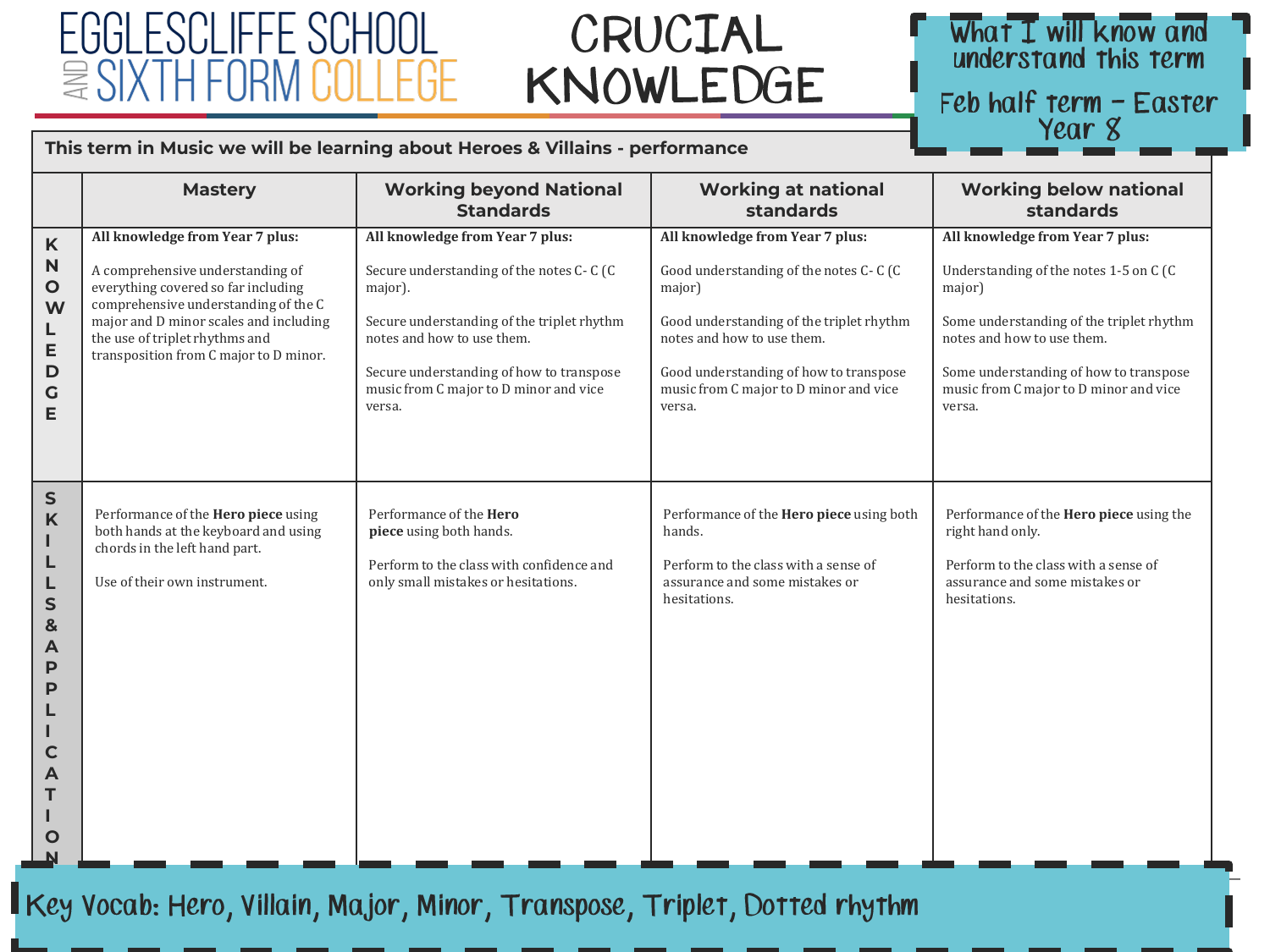# EGGLESCLIFFE SCHOOL AND SIXTH FORM COLLEGE

# CRUCIAL KNOWLEDGE

**What I will know and understand this term**

**Feb half term – Easter Year 8**

**This term in Music we will be learning about Heroes & Villains - performance**

| | Mastery | Working beyond National Standards | Working at national standards | Working below national standards |
|---|---|---|---|---|
| **KNOWLEDGE** | **All knowledge from Year 7 plus:**<br><br>A comprehensive understanding of everything covered so far including comprehensive understanding of the C major and D minor scales and including the use of triplet rhythms and transposition from C major to D minor. | **All knowledge from Year 7 plus:**<br><br>Secure understanding of the notes C- C (C major).<br><br>Secure understanding of the triplet rhythm notes and how to use them.<br><br>Secure understanding of how to transpose music from C major to D minor and vice versa. | **All knowledge from Year 7 plus:**<br><br>Good understanding of the notes C- C (C major)<br><br>Good understanding of the triplet rhythm notes and how to use them.<br><br>Good understanding of how to transpose music from C major to D minor and vice versa. | **All knowledge from Year 7 plus:**<br><br>Understanding of the notes 1-5 on C (C major)<br><br>Some understanding of the triplet rhythm notes and how to use them.<br><br>Some understanding of how to transpose music from C major to D minor and vice versa. |
| **SKILLS & APPLICATION** | Performance of the **Hero piece** using both hands at the keyboard and using chords in the left hand part.<br><br>Use of their own instrument. | Performance of the **Hero piece** using both hands.<br><br>Perform to the class with confidence and only small mistakes or hesitations. | Performance of the **Hero piece** using both hands.<br><br>Perform to the class with a sense of assurance and some mistakes or hesitations. | Performance of the **Hero piece** using the right hand only.<br><br>Perform to the class with a sense of assurance and some mistakes or hesitations. |

**Key Vocab: Hero, Villain, Major, Minor, Transpose, Triplet, Dotted rhythm**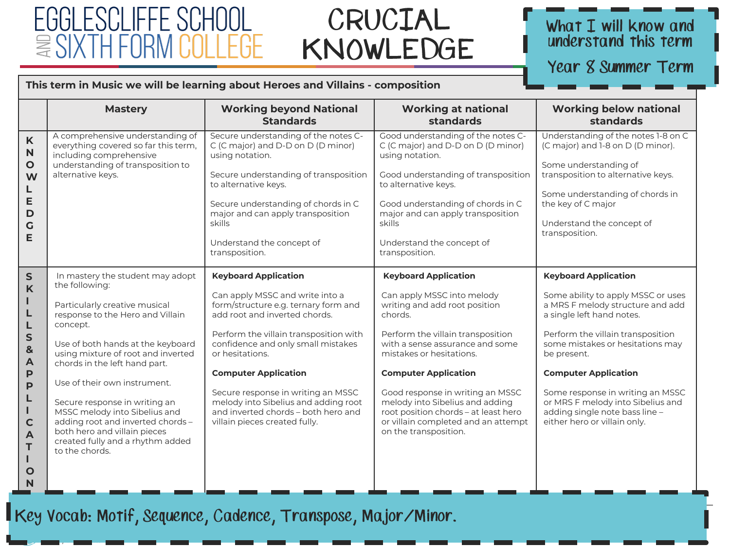# EGGLESCLIFFE SCHOOL AND SIXTH FORM COLLEGE

# CRUCIAL KNOWLEDGE

**What I will know and understand this term**

**Year 8 Summer Term**

**This term in Music we will be learning about Heroes and Villains - composition**

| | Mastery | Working beyond National Standards | Working at national standards | Working below national standards |
|---|---|---|---|---|
| **KNOWLEDGE** | A comprehensive understanding of everything covered so far this term, including comprehensive understanding of transposition to alternative keys. | Secure understanding of the notes C-C (C major) and D-D on D (D minor) using notation.<br><br>Secure understanding of transposition to alternative keys.<br><br>Secure understanding of chords in C major and can apply transposition skills<br><br>Understand the concept of transposition. | Good understanding of the notes C-C (C major) and D-D on D (D minor) using notation.<br><br>Good understanding of transposition to alternative keys.<br><br>Good understanding of chords in C major and can apply transposition skills<br><br>Understand the concept of transposition. | Understanding of the notes 1-8 on C (C major) and 1-8 on D (D minor).<br><br>Some understanding of transposition to alternative keys.<br><br>Some understanding of chords in the key of C major<br><br>Understand the concept of transposition. |
| **SKILLS & APPLICATION** | In mastery the student may adopt the following:<br><br>Particularly creative musical response to the Hero and Villain concept.<br><br>Use of both hands at the keyboard using mixture of root and inverted chords in the left hand part.<br><br>Use of their own instrument.<br><br>Secure response in writing an MSSC melody into Sibelius and adding root and inverted chords – both hero and villain pieces created fully and a rhythm added to the chords. | **Keyboard Application**<br><br>Can apply MSSC and write into a form/structure e.g. ternary form and add root and inverted chords.<br><br>Perform the villain transposition with confidence and only small mistakes or hesitations.<br><br>**Computer Application**<br><br>Secure response in writing an MSSC melody into Sibelius and adding root and inverted chords – both hero and villain pieces created fully. | **Keyboard Application**<br><br>Can apply MSSC into melody writing and add root position chords.<br><br>Perform the villain transposition with a sense assurance and some mistakes or hesitations.<br><br>**Computer Application**<br><br>Good response in writing an MSSC melody into Sibelius and adding root position chords – at least hero or villain completed and an attempt on the transposition. | **Keyboard Application**<br><br>Some ability to apply MSSC or uses a MRS F melody structure and add a single left hand notes.<br><br>Perform the villain transposition some mistakes or hesitations may be present.<br><br>**Computer Application**<br><br>Some response in writing an MSSC or MRS F melody into Sibelius and adding single note bass line – either hero or villain only. |

**Key Vocab: Motif, Sequence, Cadence, Transpose, Major/Minor.**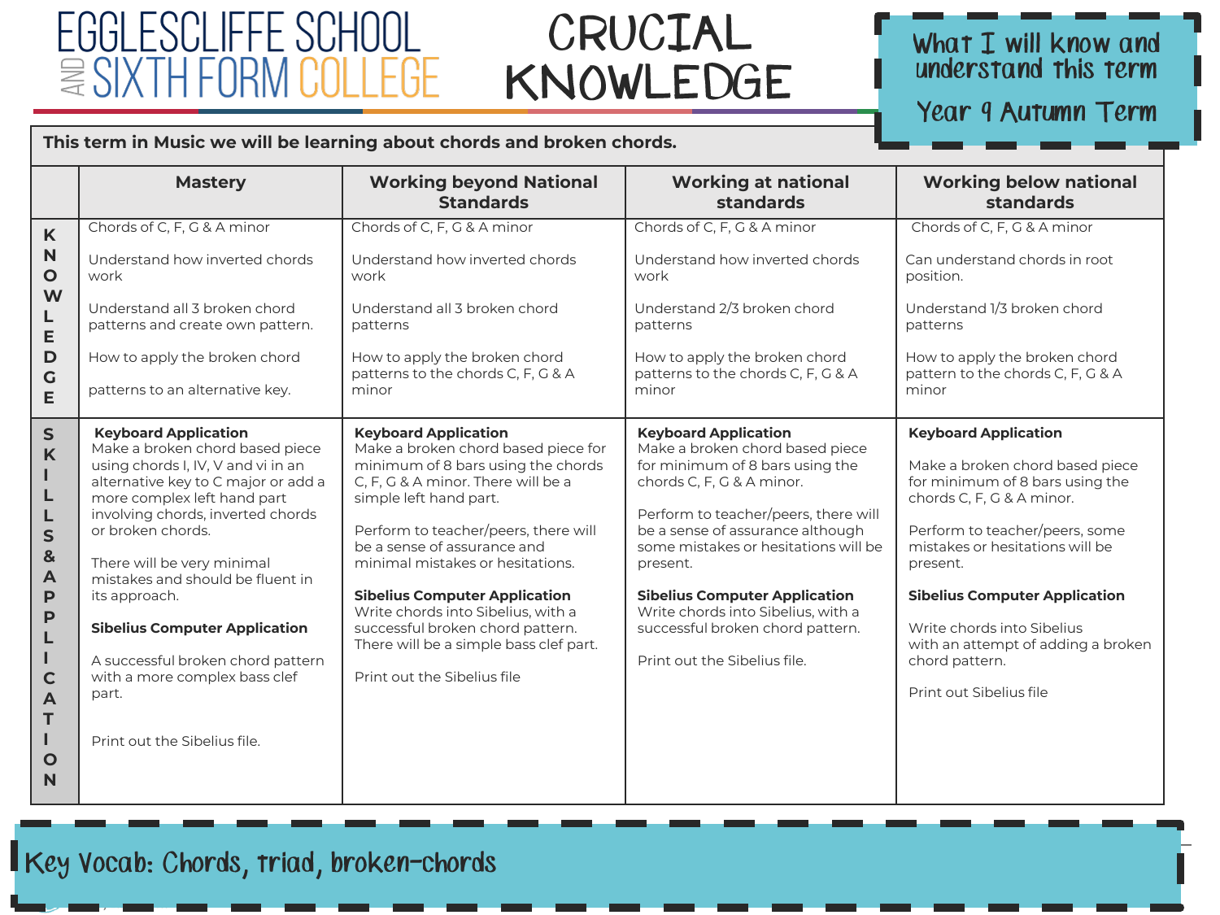# EGGLESCLIFFE SCHOOL AND SIXTH FORM COLLEGE

# CRUCIAL KNOWLEDGE

What I will know and understand this term

Year 9 Autumn Term

**This term in Music we will be learning about chords and broken chords.**

| | Mastery | Working beyond National Standards | Working at national standards | Working below national standards |
|---|---|---|---|---|
| **KNOWLEDGE** | Chords of C, F, G & A minor<br><br>Understand how inverted chords work<br><br>Understand all 3 broken chord patterns and create own pattern.<br><br>How to apply the broken chord<br><br>patterns to an alternative key. | Chords of C, F, G & A minor<br><br>Understand how inverted chords work<br><br>Understand all 3 broken chord patterns<br><br>How to apply the broken chord patterns to the chords C, F, G & A minor | Chords of C, F, G & A minor<br><br>Understand how inverted chords work<br><br>Understand 2/3 broken chord patterns<br><br>How to apply the broken chord patterns to the chords C, F, G & A minor | Chords of C, F, G & A minor<br><br>Can understand chords in root position.<br><br>Understand 1/3 broken chord patterns<br><br>How to apply the broken chord pattern to the chords C, F, G & A minor |
| **SKILLS & APPLICATION** | **Keyboard Application**<br>Make a broken chord based piece using chords I, IV, V and vi in an alternative key to C major or add a more complex left hand part involving chords, inverted chords or broken chords.<br><br>There will be very minimal mistakes and should be fluent in its approach.<br><br>**Sibelius Computer Application**<br><br>A successful broken chord pattern with a more complex bass clef part.<br><br>Print out the Sibelius file. | **Keyboard Application**<br>Make a broken chord based piece for minimum of 8 bars using the chords C, F, G & A minor. There will be a simple left hand part.<br><br>Perform to teacher/peers, there will be a sense of assurance and minimal mistakes or hesitations.<br><br>**Sibelius Computer Application**<br>Write chords into Sibelius, with a successful broken chord pattern. There will be a simple bass clef part.<br><br>Print out the Sibelius file | **Keyboard Application**<br>Make a broken chord based piece for minimum of 8 bars using the chords C, F, G & A minor.<br><br>Perform to teacher/peers, there will be a sense of assurance although some mistakes or hesitations will be present.<br><br>**Sibelius Computer Application**<br>Write chords into Sibelius, with a successful broken chord pattern.<br><br>Print out the Sibelius file. | **Keyboard Application**<br><br>Make a broken chord based piece for minimum of 8 bars using the chords C, F, G & A minor.<br><br>Perform to teacher/peers, some mistakes or hesitations will be present.<br><br>**Sibelius Computer Application**<br><br>Write chords into Sibelius with an attempt of adding a broken chord pattern.<br><br>Print out Sibelius file |

Key Vocab: Chords, triad, broken-chords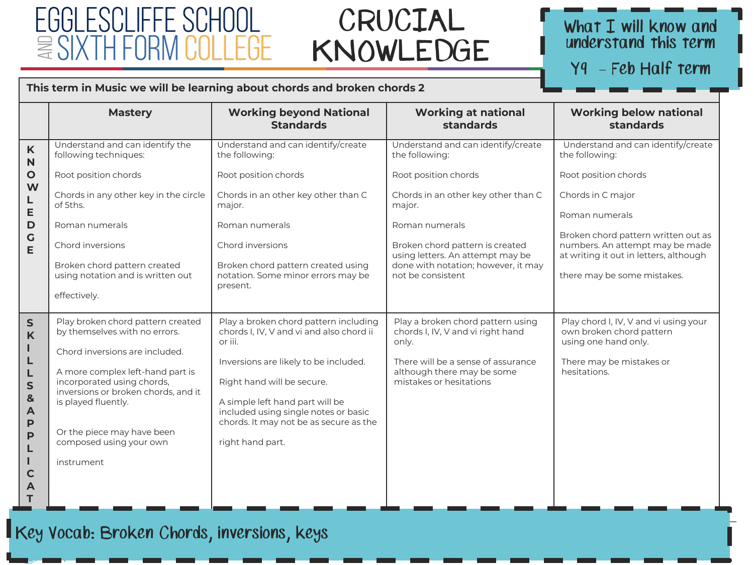# EGGLESCLIFFE SCHOOL AND SIXTH FORM COLLEGE

# CRUCIAL KNOWLEDGE

**What I will know and understand this term**

**Y9 – Feb Half term**

| This term in Music we will be learning about chords and broken chords 2 | | | | |
|---|---|---|---|---|
| | **Mastery** | **Working beyond National Standards** | **Working at national standards** | **Working below national standards** |
| **KNOWLEDGE** | Understand and can identify the following techniques:<br><br>Root position chords<br><br>Chords in any other key in the circle of 5ths.<br><br>Roman numerals<br><br>Chord inversions<br><br>Broken chord pattern created using notation and is written out effectively. | Understand and can identify/create the following:<br><br>Root position chords<br><br>Chords in an other key other than C major.<br><br>Roman numerals<br><br>Chord inversions<br><br>Broken chord pattern created using notation. Some minor errors may be present. | Understand and can identify/create the following:<br><br>Root position chords<br><br>Chords in an other key other than C major.<br><br>Roman numerals<br><br>Broken chord pattern is created using letters. An attempt may be done with notation; however, it may not be consistent | Understand and can identify/create the following:<br><br>Root position chords<br><br>Chords in C major<br><br>Roman numerals<br><br>Broken chord pattern written out as numbers. An attempt may be made at writing it out in letters, although there may be some mistakes. |
| **SKILLS & APPLICAT** | Play broken chord pattern created by themselves with no errors.<br><br>Chord inversions are included.<br><br>A more complex left-hand part is incorporated using chords, inversions or broken chords, and it is played fluently.<br><br>Or the piece may have been composed using your own instrument | Play a broken chord pattern including chords I, IV, V and vi and also chord ii or iii.<br><br>Inversions are likely to be included.<br><br>Right hand will be secure.<br><br>A simple left hand part will be included using single notes or basic chords. It may not be as secure as the right hand part. | Play a broken chord pattern using chords I, IV, V and vi right hand only.<br><br>There will be a sense of assurance although there may be some mistakes or hesitations | Play chord I, IV, V and vi using your own broken chord pattern using one hand only.<br><br>There may be mistakes or hesitations. |

**Key Vocab: Broken Chords, inversions, keys**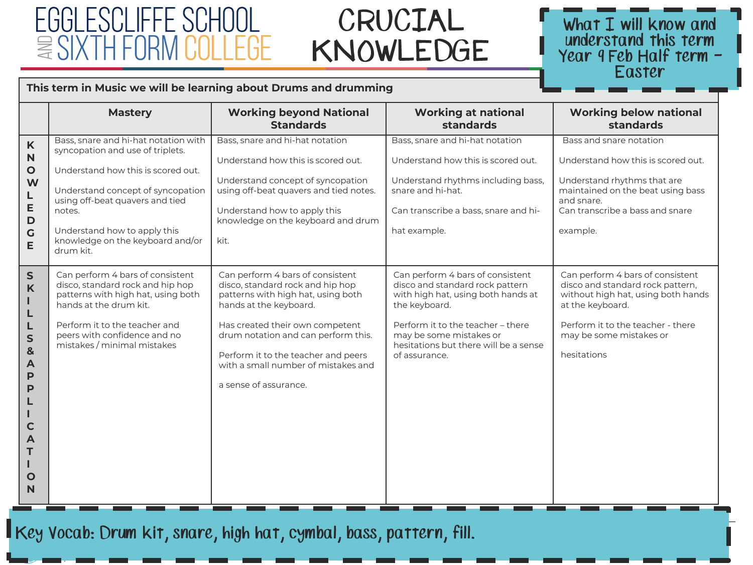# EGGLESCLIFFE SCHOOL AND SIXTH FORM COLLEGE

# CRUCIAL KNOWLEDGE

**What I will know and understand this term Year 9 Feb Half term – Easter**

**This term in Music we will be learning about Drums and drumming**

| | Mastery | Working beyond National Standards | Working at national standards | Working below national standards |
|---|---|---|---|---|
| **KNOWLEDGE** | Bass, snare and hi-hat notation with syncopation and use of triplets.<br><br>Understand how this is scored out.<br><br>Understand concept of syncopation using off-beat quavers and tied notes.<br><br>Understand how to apply this knowledge on the keyboard and/or drum kit. | Bass, snare and hi-hat notation<br><br>Understand how this is scored out.<br><br>Understand concept of syncopation using off-beat quavers and tied notes.<br><br>Understand how to apply this knowledge on the keyboard and drum kit. | Bass, snare and hi-hat notation<br><br>Understand how this is scored out.<br><br>Understand rhythms including bass, snare and hi-hat.<br><br>Can transcribe a bass, snare and hi-hat example. | Bass and snare notation<br><br>Understand how this is scored out.<br><br>Understand rhythms that are maintained on the beat using bass and snare.<br>Can transcribe a bass and snare example. |
| **SKILLS & APPLICATION** | Can perform 4 bars of consistent disco, standard rock and hip hop patterns with high hat, using both hands at the drum kit.<br><br>Perform it to the teacher and peers with confidence and no mistakes / minimal mistakes | Can perform 4 bars of consistent disco, standard rock and hip hop patterns with high hat, using both hands at the keyboard.<br><br>Has created their own competent drum notation and can perform this.<br><br>Perform it to the teacher and peers with a small number of mistakes and a sense of assurance. | Can perform 4 bars of consistent disco and standard rock pattern with high hat, using both hands at the keyboard.<br><br>Perform it to the teacher – there may be some mistakes or hesitations but there will be a sense of assurance. | Can perform 4 bars of consistent disco and standard rock pattern, without high hat, using both hands at the keyboard.<br><br>Perform it to the teacher - there may be some mistakes or hesitations |

**Key Vocab: Drum kit, snare, high hat, cymbal, bass, pattern, fill.**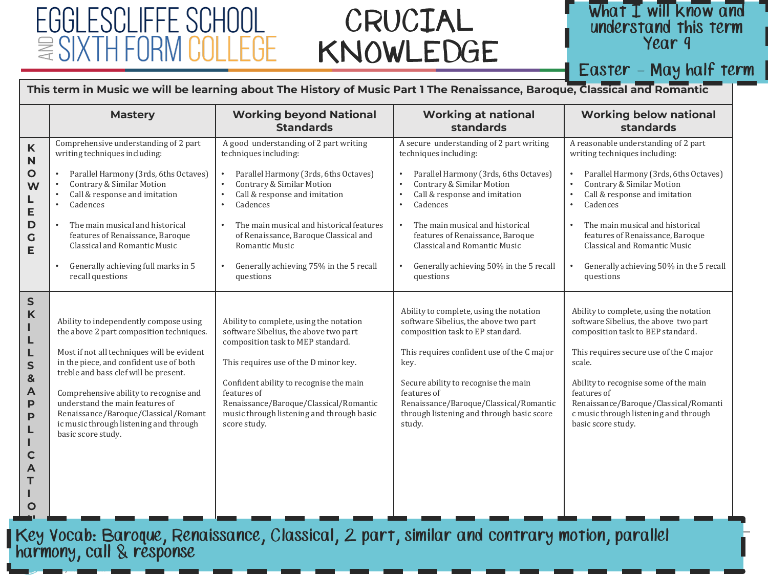# EGGLESCLIFFE SCHOOL AND SIXTH FORM COLLEGE

# CRUCIAL KNOWLEDGE

**What I will know and understand this term Year 9**

**Easter – May half term**

**This term in Music we will be learning about The History of Music Part 1 The Renaissance, Baroque, Classical and Romantic**

| | Mastery | Working beyond National Standards | Working at national standards | Working below national standards |
|---|---|---|---|---|
| **KNOWLEDGE** | Comprehensive understanding of 2 part writing techniques including:<br><br>• Parallel Harmony (3rds, 6ths Octaves)<br>• Contrary & Similar Motion<br>• Call & response and imitation<br>• Cadences<br><br>• The main musical and historical features of Renaissance, Baroque Classical and Romantic Music<br><br>• Generally achieving full marks in 5 recall questions | A good understanding of 2 part writing techniques including:<br><br>• Parallel Harmony (3rds, 6ths Octaves)<br>• Contrary & Similar Motion<br>• Call & response and imitation<br>• Cadences<br><br>• The main musical and historical features of Renaissance, Baroque Classical and Romantic Music<br><br>• Generally achieving 75% in the 5 recall questions | A secure understanding of 2 part writing techniques including:<br><br>• Parallel Harmony (3rds, 6ths Octaves)<br>• Contrary & Similar Motion<br>• Call & response and imitation<br>• Cadences<br><br>• The main musical and historical features of Renaissance, Baroque Classical and Romantic Music<br><br>• Generally achieving 50% in the 5 recall questions | A reasonable understanding of 2 part writing techniques including:<br><br>• Parallel Harmony (3rds, 6ths Octaves)<br>• Contrary & Similar Motion<br>• Call & response and imitation<br>• Cadences<br><br>• The main musical and historical features of Renaissance, Baroque Classical and Romantic Music<br><br>• Generally achieving 50% in the 5 recall questions |
| **SKILLS & APPLICATION** | Ability to independently compose using the above 2 part composition techniques.<br><br>Most if not all techniques will be evident in the piece, and confident use of both treble and bass clef will be present.<br><br>Comprehensive ability to recognise and understand the main features of Renaissance/Baroque/Classical/Romantic music through listening and through basic score study. | Ability to complete, using the notation software Sibelius, the above two part composition task to MEP standard.<br><br>This requires use of the D minor key.<br><br>Confident ability to recognise the main features of Renaissance/Baroque/Classical/Romantic music through listening and through basic score study. | Ability to complete, using the notation software Sibelius, the above two part composition task to EP standard.<br><br>This requires confident use of the C major key.<br><br>Secure ability to recognise the main features of Renaissance/Baroque/Classical/Romantic music through listening and through basic score study. | Ability to complete, using the notation software Sibelius, the above two part composition task to BEP standard.<br><br>This requires secure use of the C major scale.<br><br>Ability to recognise some of the main features of Renaissance/Baroque/Classical/Romantic music through listening and through basic score study. |

**Key Vocab: Baroque, Renaissance, Classical, 2 part, similar and contrary motion, parallel harmony, call & response**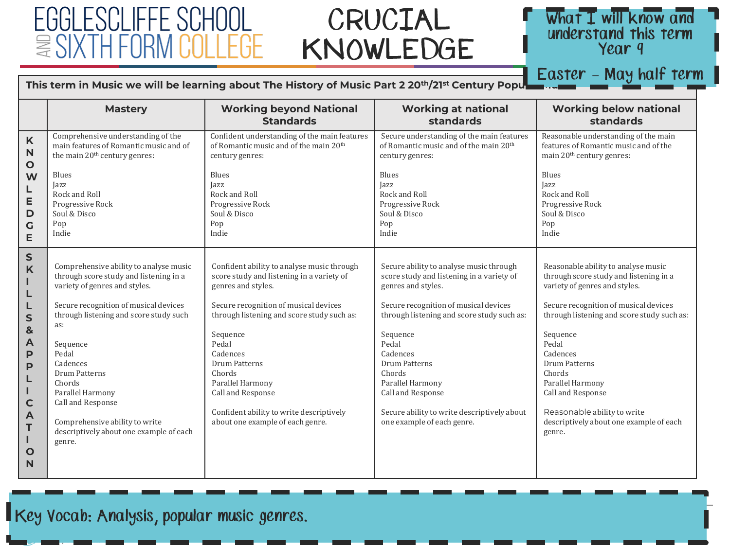# EGGLESCLIFFE SCHOOL AND SIXTH FORM COLLEGE

# CRUCIAL KNOWLEDGE

**What I will know and understand this term Year 9**

**Easter – May half term**

**This term in Music we will be learning about The History of Music Part 2 20th/21st Century Popu...**

| | Mastery | Working beyond National Standards | Working at national standards | Working below national standards |
|---|---|---|---|---|
| **KNOWLEDGE** | Comprehensive understanding of the main features of Romantic music and of the main 20th century genres:<br><br>Blues<br>Jazz<br>Rock and Roll<br>Progressive Rock<br>Soul & Disco<br>Pop<br>Indie | Confident understanding of the main features of Romantic music and of the main 20th century genres:<br><br>Blues<br>Jazz<br>Rock and Roll<br>Progressive Rock<br>Soul & Disco<br>Pop<br>Indie | Secure understanding of the main features of Romantic music and of the main 20th century genres:<br><br>Blues<br>Jazz<br>Rock and Roll<br>Progressive Rock<br>Soul & Disco<br>Pop<br>Indie | Reasonable understanding of the main features of Romantic music and of the main 20th century genres:<br><br>Blues<br>Jazz<br>Rock and Roll<br>Progressive Rock<br>Soul & Disco<br>Pop<br>Indie |
| **SKILLS & APPLICATION** | Comprehensive ability to analyse music through score study and listening in a variety of genres and styles.<br><br>Secure recognition of musical devices through listening and score study such as:<br><br>Sequence<br>Pedal<br>Cadences<br>Drum Patterns<br>Chords<br>Parallel Harmony<br>Call and Response<br><br>Comprehensive ability to write descriptively about one example of each genre. | Confident ability to analyse music through score study and listening in a variety of genres and styles.<br><br>Secure recognition of musical devices through listening and score study such as:<br><br>Sequence<br>Pedal<br>Cadences<br>Drum Patterns<br>Chords<br>Parallel Harmony<br>Call and Response<br><br>Confident ability to write descriptively about one example of each genre. | Secure ability to analyse music through score study and listening in a variety of genres and styles.<br><br>Secure recognition of musical devices through listening and score study such as:<br><br>Sequence<br>Pedal<br>Cadences<br>Drum Patterns<br>Chords<br>Parallel Harmony<br>Call and Response<br><br>Secure ability to write descriptively about one example of each genre. | Reasonable ability to analyse music through score study and listening in a variety of genres and styles.<br><br>Secure recognition of musical devices through listening and score study such as:<br><br>Sequence<br>Pedal<br>Cadences<br>Drum Patterns<br>Chords<br>Parallel Harmony<br>Call and Response<br><br>Reasonable ability to write descriptively about one example of each genre. |

**Key Vocab: Analysis, popular music genres.**